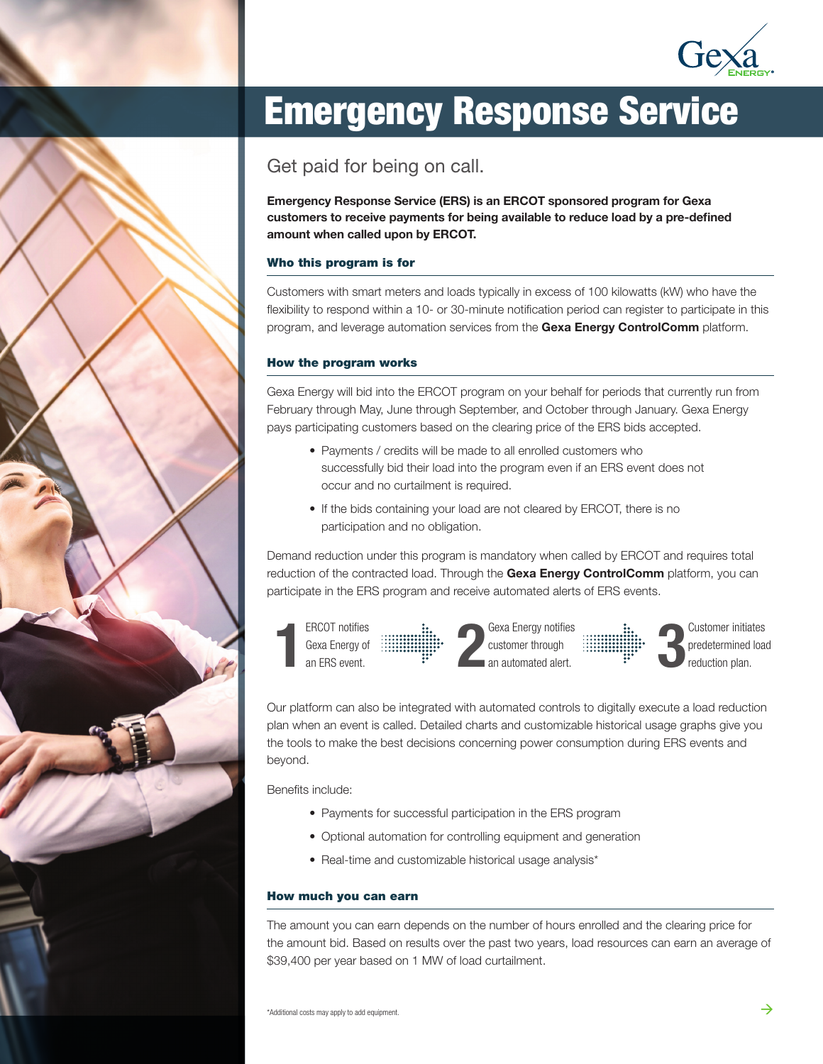Gexa Energy

# Emergency Response Service

## Get paid for being on call.

**Emergency Response Service (ERS) is an ERCOT sponsored program for Gexa customers to receive payments for being available to reduce load by a pre-defined amount when called upon by ERCOT.**

### Who this program is for

Customers with smart meters and loads typically in excess of 100 kilowatts (kW) who have the flexibility to respond within a 10- or 30-minute notification period can register to participate in this program, and leverage automation services from the **Gexa Energy ControlComm** platform.

### How the program works

Gexa Energy will bid into the ERCOT program on your behalf for periods that currently run from February through May, June through September, and October through January. Gexa Energy pays participating customers based on the clearing price of the ERS bids accepted.

- Payments / credits will be made to all enrolled customers who successfully bid their load into the program even if an ERS event does not occur and no curtailment is required.
- If the bids containing your load are not cleared by ERCOT, there is no participation and no obligation.

Demand reduction under this program is mandatory when called by ERCOT and requires total reduction of the contracted load. Through the **Gexa Energy ControlComm** platform, you can participate in the ERS program and receive automated alerts of ERS events.

1. ERCOT notifies Gexa Energy of an ERS event.
2. Gexa Energy notifies customer through an automated alert.
3. Customer initiates predetermined load reduction plan.

Our platform can also be integrated with automated controls to digitally execute a load reduction plan when an event is called. Detailed charts and customizable historical usage graphs give you the tools to make the best decisions concerning power consumption during ERS events and beyond.

Benefits include:

- Payments for successful participation in the ERS program
- Optional automation for controlling equipment and generation
- Real-time and customizable historical usage analysis*

### How much you can earn

The amount you can earn depends on the number of hours enrolled and the clearing price for the amount bid. Based on results over the past two years, load resources can earn an average of $39,400 per year based on 1 MW of load curtailment.

*Additional costs may apply to add equipment.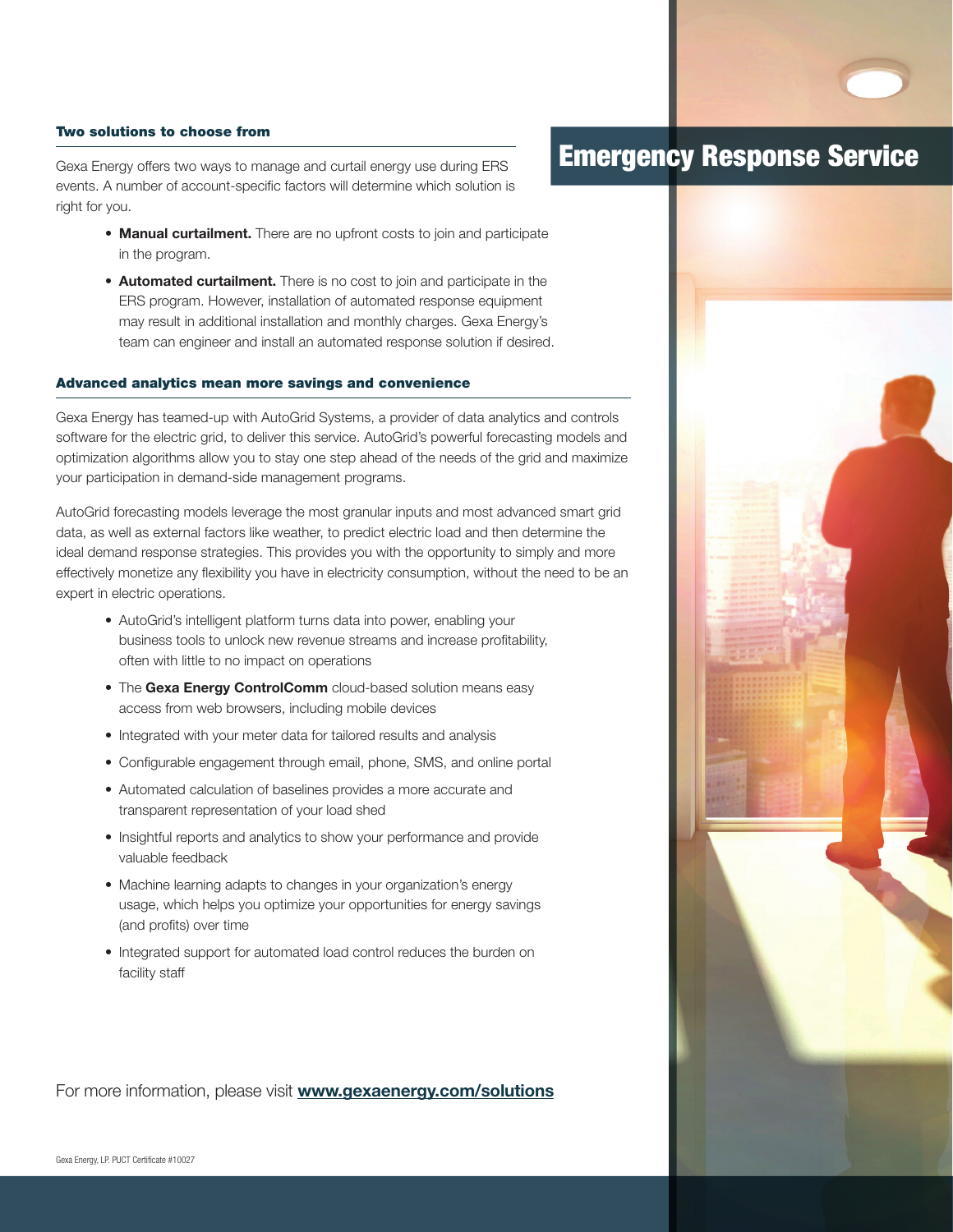# Emergency Response Service

## Two solutions to choose from

Gexa Energy offers two ways to manage and curtail energy use during ERS events. A number of account-specific factors will determine which solution is right for you.

- **Manual curtailment.** There are no upfront costs to join and participate in the program.
- **Automated curtailment.** There is no cost to join and participate in the ERS program. However, installation of automated response equipment may result in additional installation and monthly charges. Gexa Energy's team can engineer and install an automated response solution if desired.

## Advanced analytics mean more savings and convenience

Gexa Energy has teamed-up with AutoGrid Systems, a provider of data analytics and controls software for the electric grid, to deliver this service. AutoGrid's powerful forecasting models and optimization algorithms allow you to stay one step ahead of the needs of the grid and maximize your participation in demand-side management programs.

AutoGrid forecasting models leverage the most granular inputs and most advanced smart grid data, as well as external factors like weather, to predict electric load and then determine the ideal demand response strategies. This provides you with the opportunity to simply and more effectively monetize any flexibility you have in electricity consumption, without the need to be an expert in electric operations.

- AutoGrid's intelligent platform turns data into power, enabling your business tools to unlock new revenue streams and increase profitability, often with little to no impact on operations
- The **Gexa Energy ControlComm** cloud-based solution means easy access from web browsers, including mobile devices
- Integrated with your meter data for tailored results and analysis
- Configurable engagement through email, phone, SMS, and online portal
- Automated calculation of baselines provides a more accurate and transparent representation of your load shed
- Insightful reports and analytics to show your performance and provide valuable feedback
- Machine learning adapts to changes in your organization's energy usage, which helps you optimize your opportunities for energy savings (and profits) over time
- Integrated support for automated load control reduces the burden on facility staff

For more information, please visit **www.gexaenergy.com/solutions**

Gexa Energy, LP. PUCT Certificate #10027